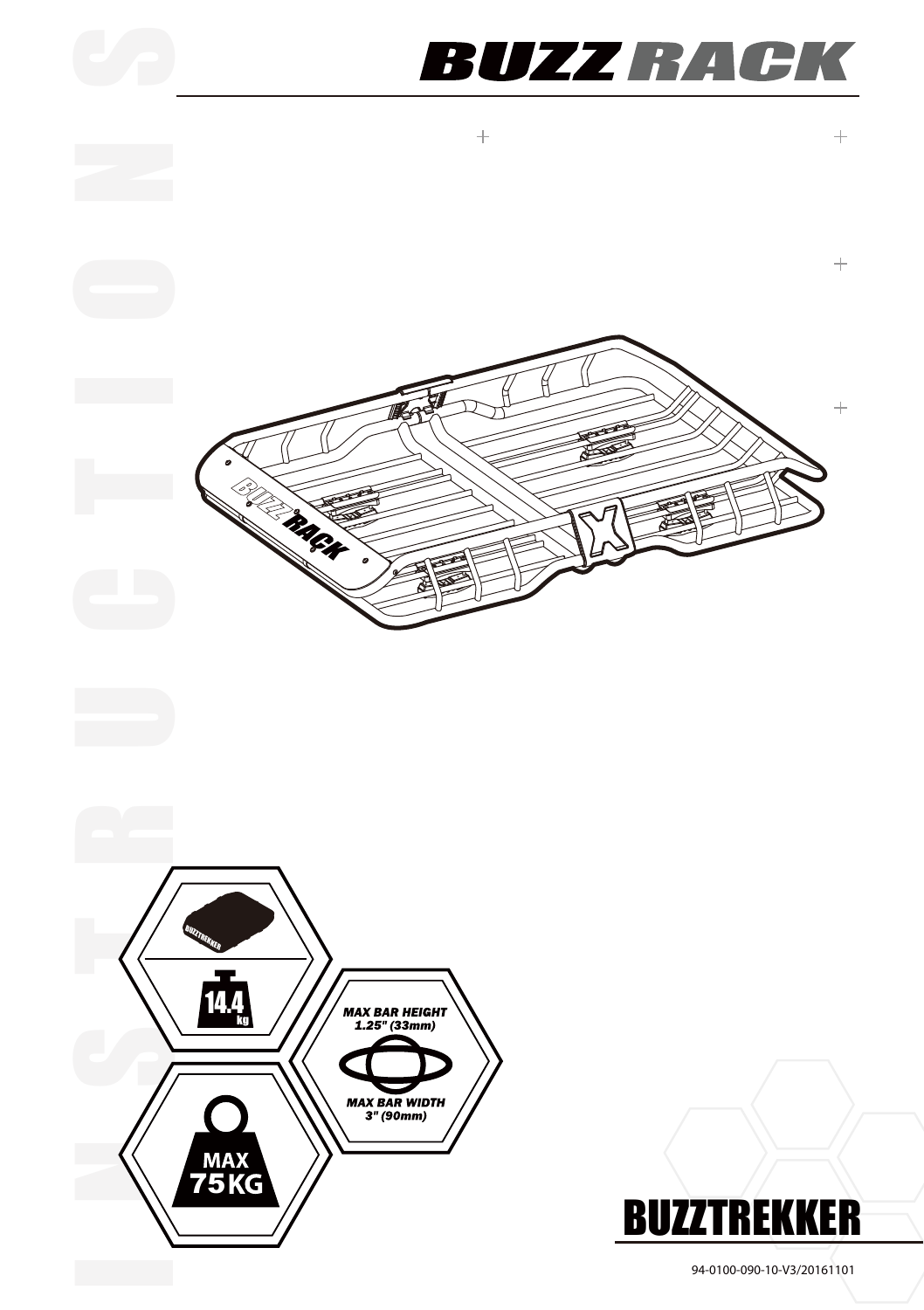# BUZZ RACK

INSTRUCTIONS

14.4 kg

MAX BAR HEIGHT 1.25" (33mm)

MAX BAR WIDTH 3" (90mm)

MAX 75KG

BUZZTREKKER

94-0100-090-10-V3/20161101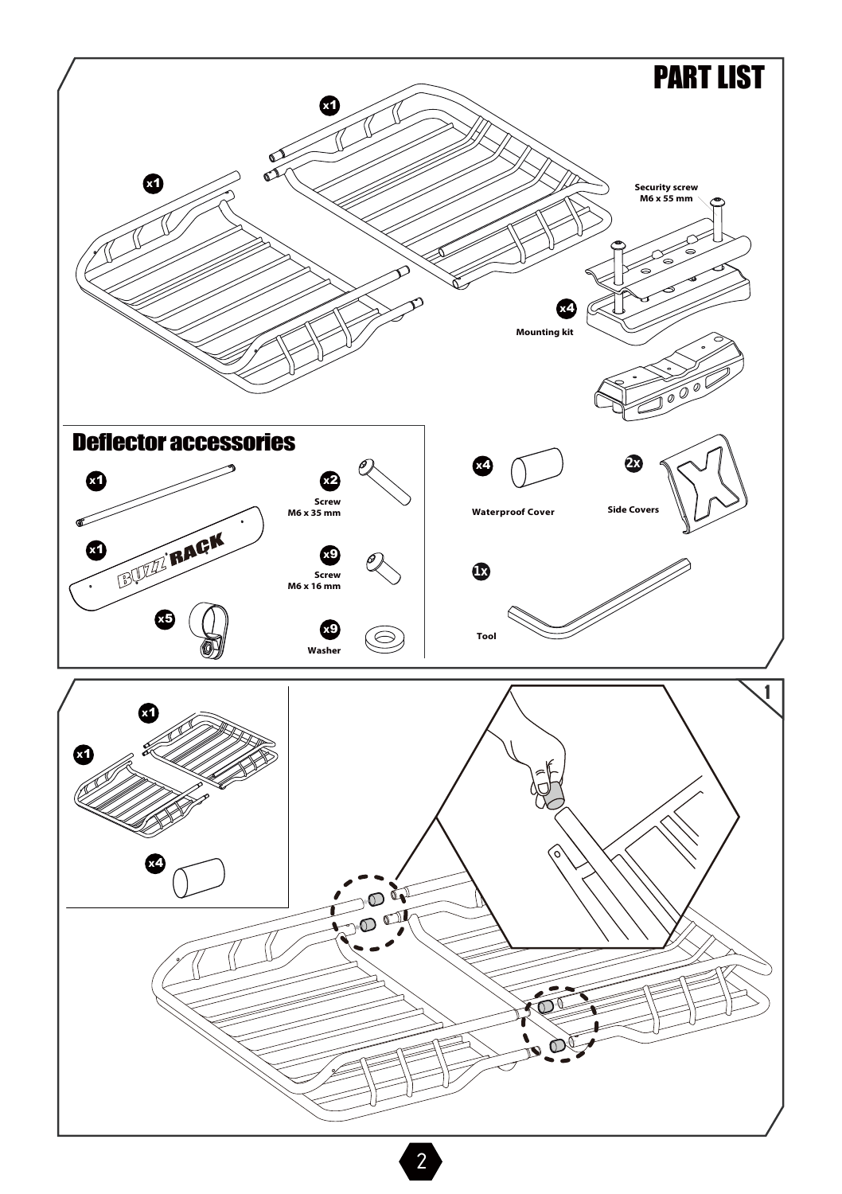# PART LIST

x1

x1

Security screw
M6 x 55 mm

x4
Mounting kit

## Deflector accessories

x1

x2
Screw
M6 x 35 mm

x1

x9
Screw
M6 x 16 mm

x5

x9
Washer

x4
Waterproof Cover

2x
Side Covers

1x
Tool

1

x1

x1

x4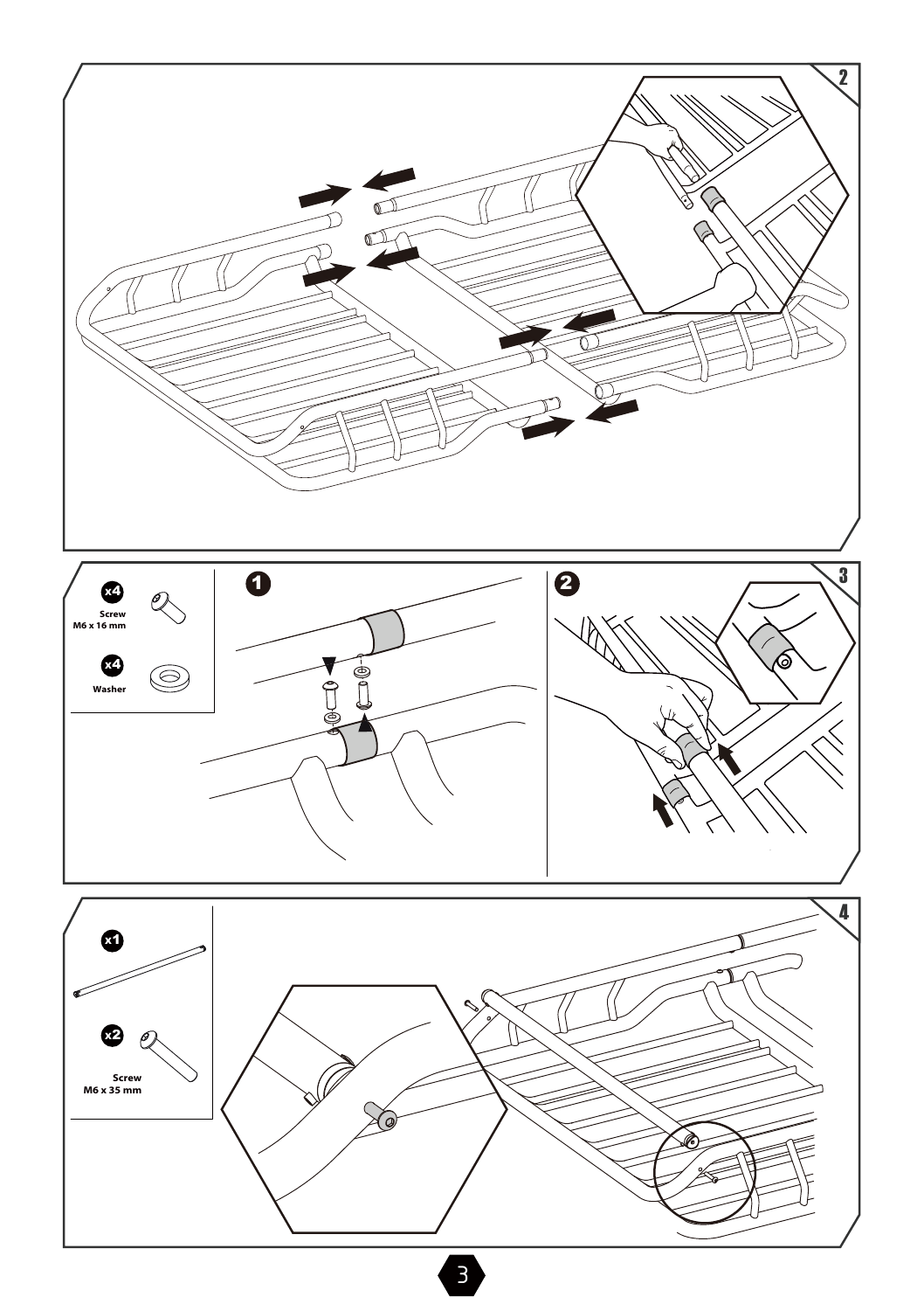2

3

x4
Screw
M6 x 16 mm

x4
Washer

1

2

4

x1

x2
Screw
M6 x 35 mm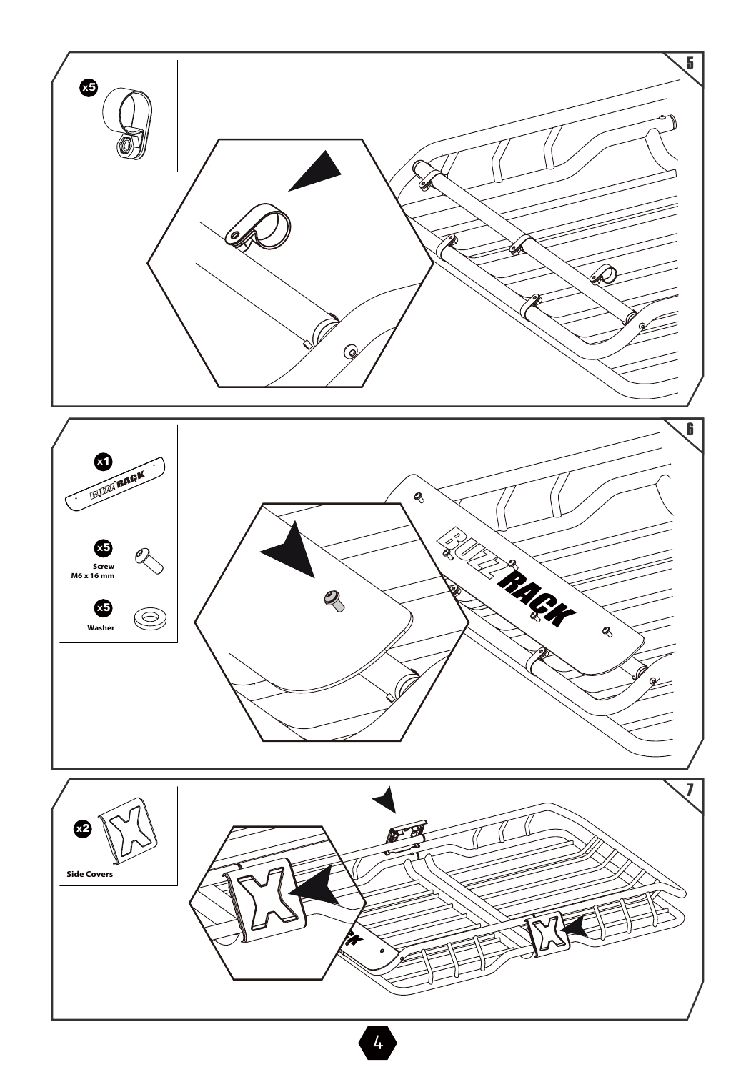5

x5

6

x1

x5

Screw
M6 x 16 mm

x5

Washer

7

x2

Side Covers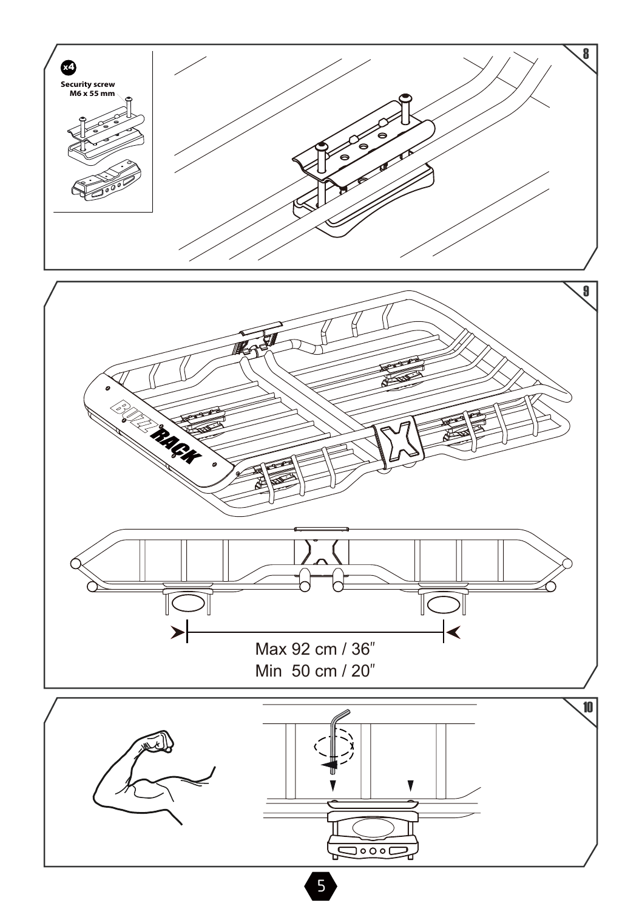8

x4

**Security screw M6 x 55 mm**

9

Max 92 cm / 36″

Min 50 cm / 20″

10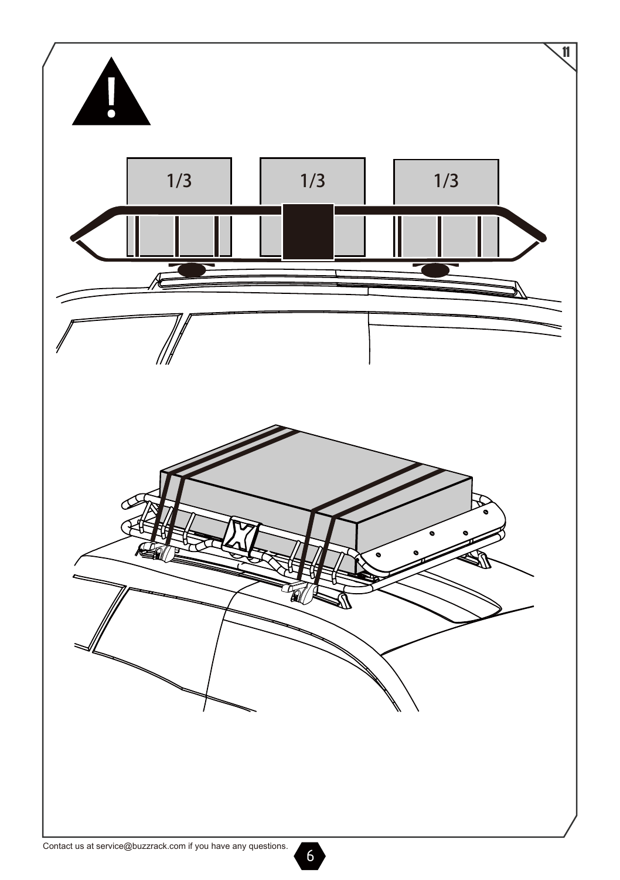11

1/3

1/3

1/3

Contact us at service@buzzrack.com if you have any questions.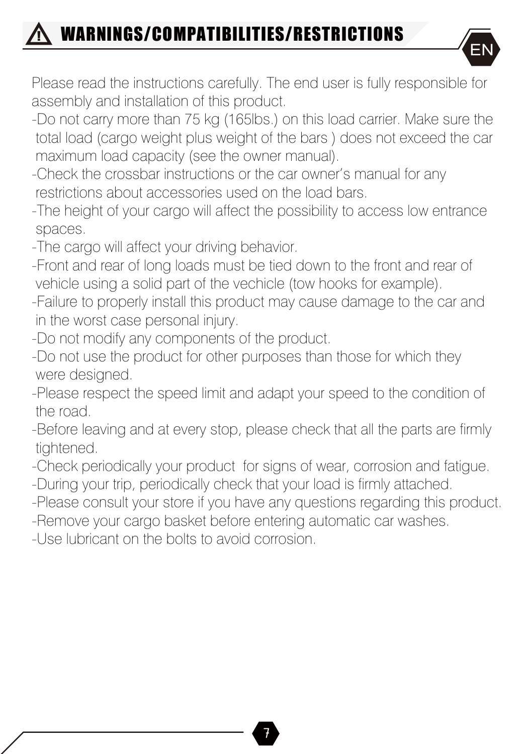## ⚠ WARNINGS/COMPATIBILITIES/RESTRICTIONS

EN

Please read the instructions carefully. The end user is fully responsible for assembly and installation of this product.

- Do not carry more than 75 kg (165lbs.) on this load carrier. Make sure the total load (cargo weight plus weight of the bars ) does not exceed the car maximum load capacity (see the owner manual).
- Check the crossbar instructions or the car owner's manual for any restrictions about accessories used on the load bars.
- The height of your cargo will affect the possibility to access low entrance spaces.
- The cargo will affect your driving behavior.
- Front and rear of long loads must be tied down to the front and rear of vehicle using a solid part of the vechicle (tow hooks for example).
- Failure to properly install this product may cause damage to the car and in the worst case personal injury.
- Do not modify any components of the product.
- Do not use the product for other purposes than those for which they were designed.
- Please respect the speed limit and adapt your speed to the condition of the road.
- Before leaving and at every stop, please check that all the parts are firmly tightened.
- Check periodically your product for signs of wear, corrosion and fatigue.
- During your trip, periodically check that your load is firmly attached.
- Please consult your store if you have any questions regarding this product.
- Remove your cargo basket before entering automatic car washes.
- Use lubricant on the bolts to avoid corrosion.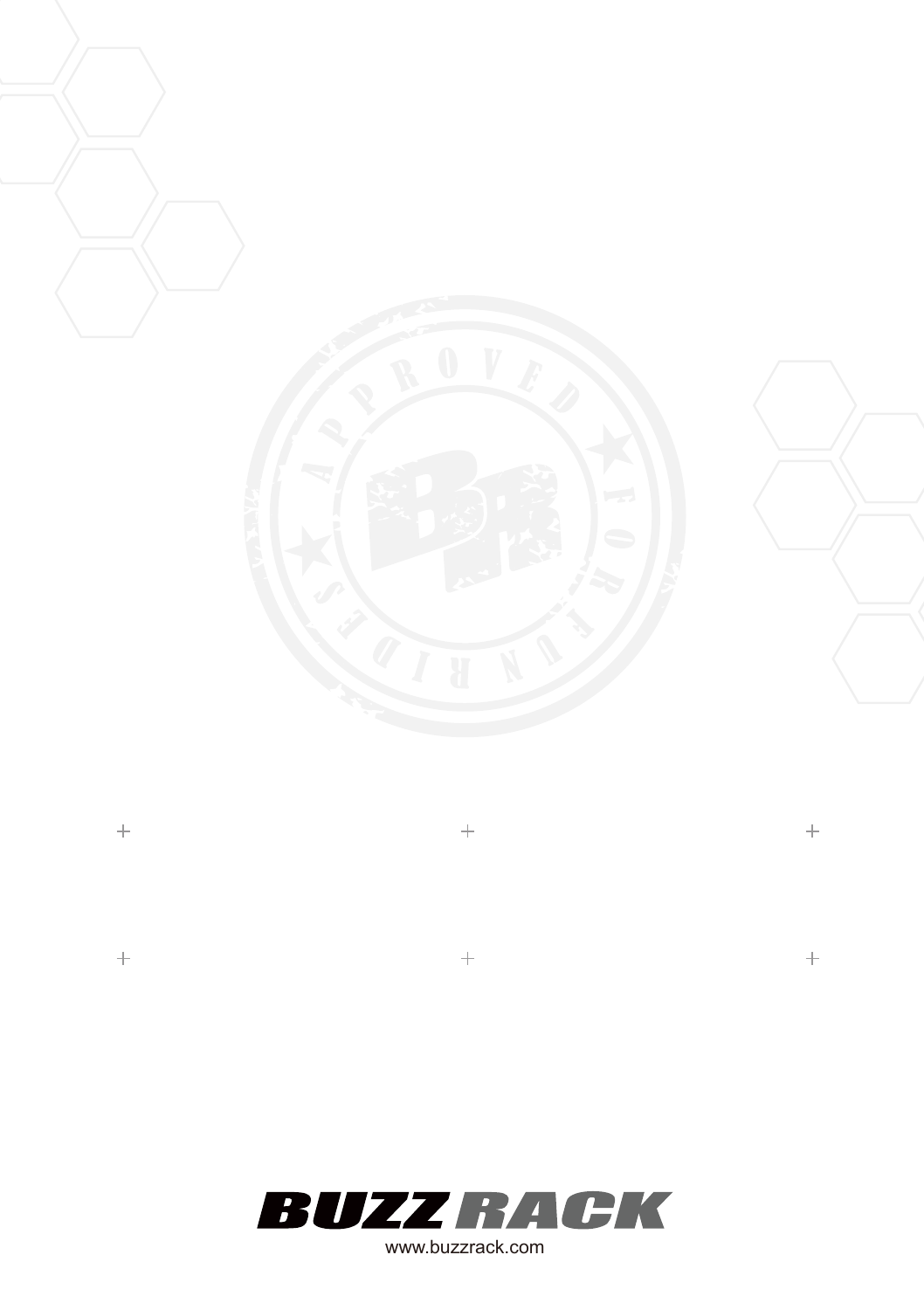APPROVED ★ FOR FUN RIDES ★

BUZZ RACK

www.buzzrack.com